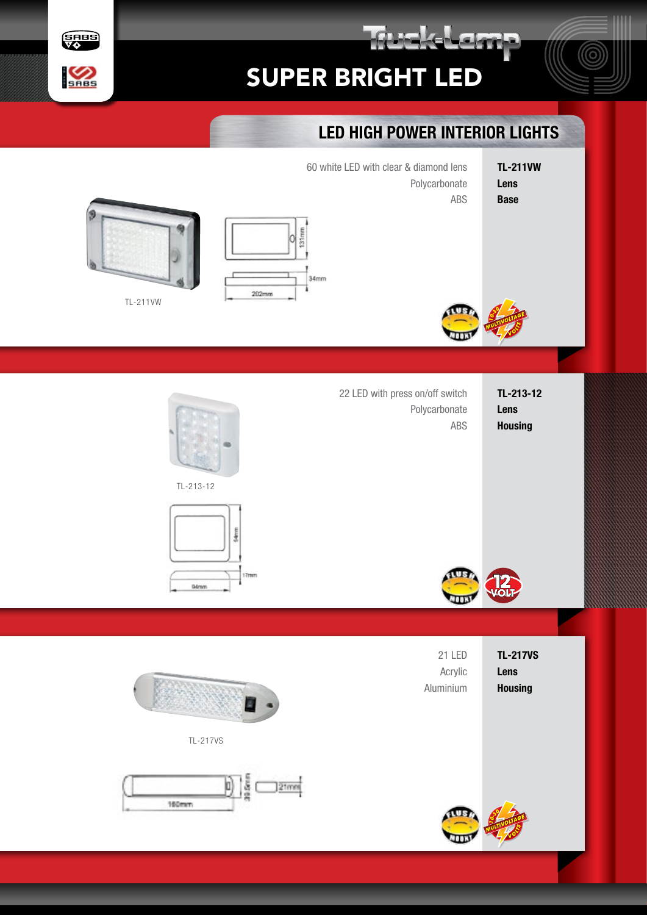# Truck-Lamp

## SUPER BRIGHT LED

### LED HIGH POWER INTERIOR LIGHTS

| | TL-211VW |
|---|---|
| 60 white LED with clear & diamond lens | |
| Polycarbonate | Lens |
| ABS | Base |

TL-211VW

131mm

34mm

202mm

FLUSH MOUNT

10-30 MULTIVOLTAGE VOLTS

| | TL-213-12 |
|---|---|
| 22 LED with press on/off switch | |
| Polycarbonate | Lens |
| ABS | Housing |

TL-213-12

94mm

17mm

94mm

FLUSH MOUNT

12 VOLT

| | TL-217VS |
|---|---|
| 21 LED | |
| Acrylic | Lens |
| Aluminium | Housing |

TL-217VS

39.5mm

21mm

160mm

FLUSH MOUNT

10-30 MULTIVOLTAGE VOLTS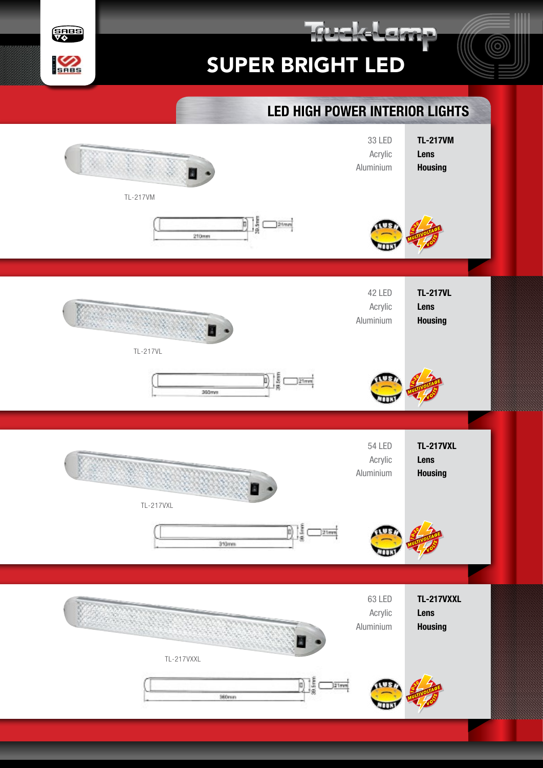# Truck-Lamp

## SUPER BRIGHT LED

### LED HIGH POWER INTERIOR LIGHTS

TL-217VM

| | |
|---|---|
| 33 LED | TL-217VM |
| Acrylic | Lens |
| Aluminium | Housing |

210mm | 39.5mm | 21mm

FLUSH MOUNT | 10-30 MULTIVOLTAGE VOLTS

TL-217VL

| | |
|---|---|
| 42 LED | TL-217VL |
| Acrylic | Lens |
| Aluminium | Housing |

260mm | 38.5mm | 21mm

FLUSH MOUNT | 10-30 MULTIVOLTAGE VOLTS

TL-217VXL

| | |
|---|---|
| 54 LED | TL-217VXL |
| Acrylic | Lens |
| Aluminium | Housing |

310mm | 38.5mm | 21mm

FLUSH MOUNT | 10-30 MULTIVOLTAGE VOLTS

TL-217VXXL

| | |
|---|---|
| 63 LED | TL-217VXXL |
| Acrylic | Lens |
| Aluminium | Housing |

360mm | 38.5mm | 21mm

FLUSH MOUNT | 10-30 MULTIVOLTAGE VOLTS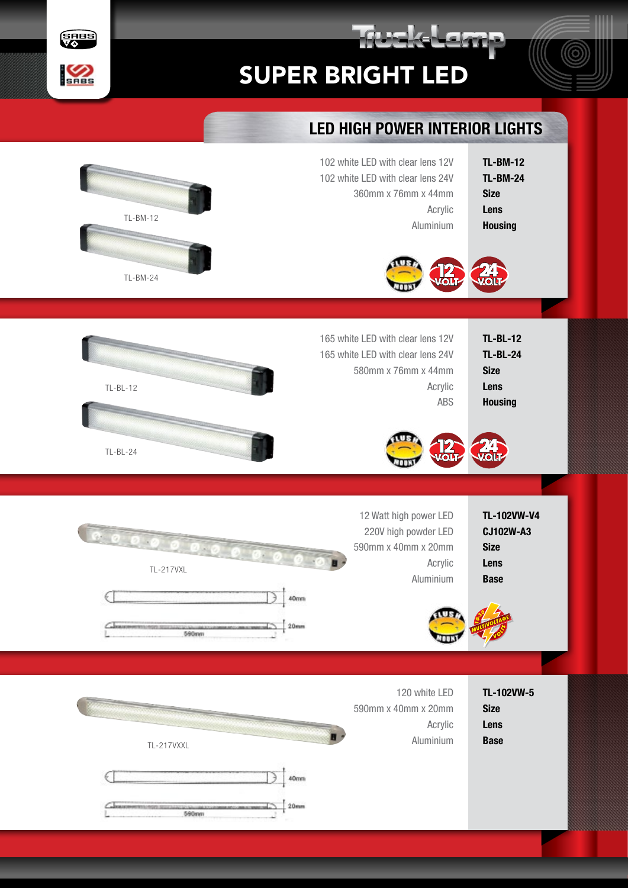# Truck-Lamp

## SUPER BRIGHT LED

### LED HIGH POWER INTERIOR LIGHTS

TL-BM-12

TL-BM-24

| | |
|---|---|
| 102 white LED with clear lens 12V | TL-BM-12 |
| 102 white LED with clear lens 24V | TL-BM-24 |
| 360mm x 76mm x 44mm | Size |
| Acrylic | Lens |
| Aluminium | Housing |

FLUSH MOUNT · 12 VOLT · 24 VOLT

TL-BL-12

TL-BL-24

| | |
|---|---|
| 165 white LED with clear lens 12V | TL-BL-12 |
| 165 white LED with clear lens 24V | TL-BL-24 |
| 580mm x 76mm x 44mm | Size |
| Acrylic | Lens |
| ABS | Housing |

FLUSH MOUNT · 12 VOLT · 24 VOLT

TL-217VXL

40mm · 20mm · 590mm

| | |
|---|---|
| 12 Watt high power LED | TL-102VW-V4 |
| 220V high powder LED | CJ102W-A3 |
| 590mm x 40mm x 20mm | Size |
| Acrylic | Lens |
| Aluminium | Base |

FLUSH MOUNT · 10-30 MULTIVOLTAGE VOLTS

TL-217VXXL

40mm · 20mm · 590mm

| | |
|---|---|
| 120 white LED | TL-102VW-5 |
| 590mm x 40mm x 20mm | Size |
| Acrylic | Lens |
| Aluminium | Base |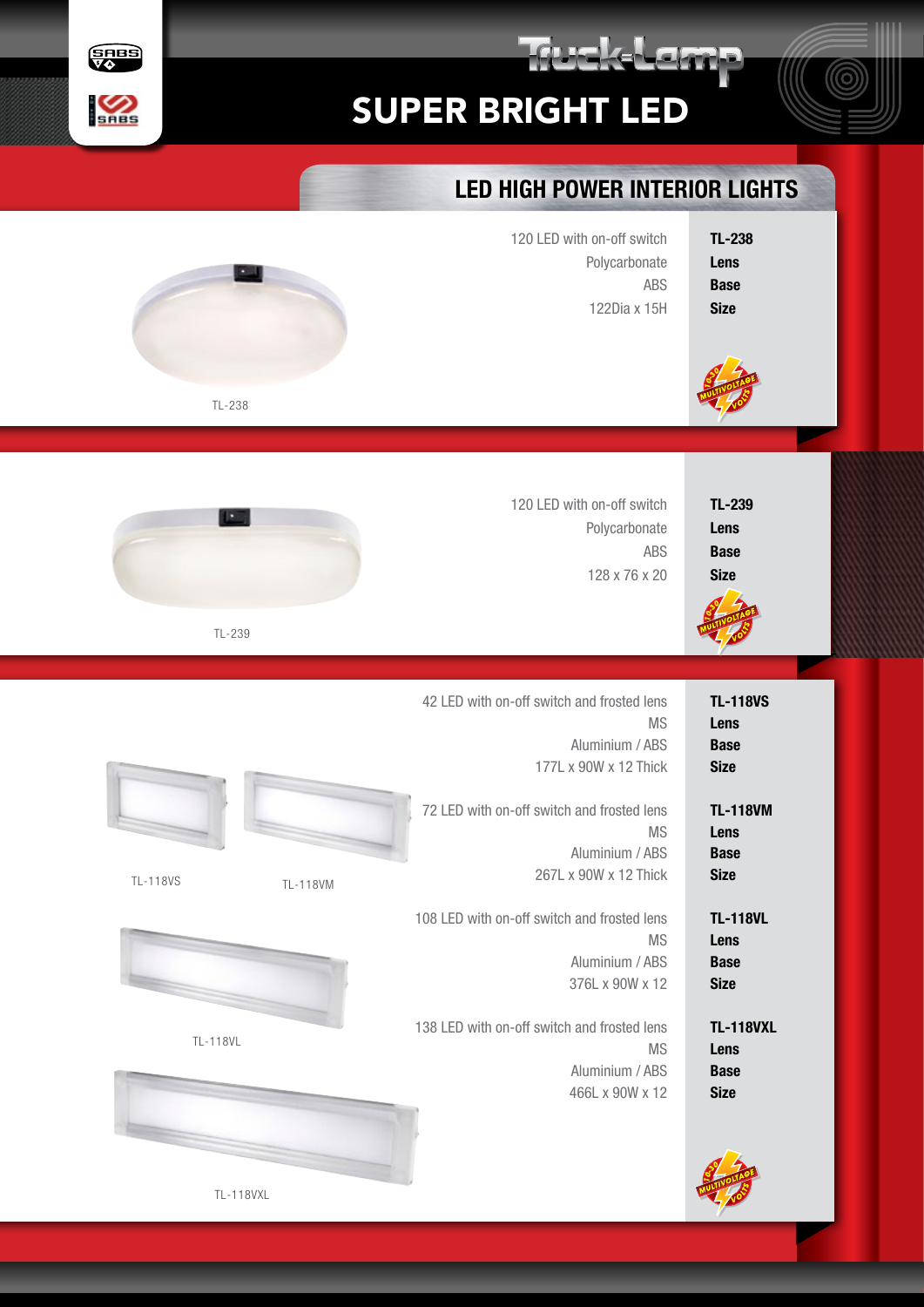# Truck-Lamp

# SUPER BRIGHT LED

## LED HIGH POWER INTERIOR LIGHTS

| | |
|---|---|
| 120 LED with on-off switch | **TL-238** |
| Polycarbonate | **Lens** |
| ABS | **Base** |
| 122Dia x 15H | **Size** |

TL-238

MULTIVOLTAGE 10-30 VOLTS

| | |
|---|---|
| 120 LED with on-off switch | **TL-239** |
| Polycarbonate | **Lens** |
| ABS | **Base** |
| 128 x 76 x 20 | **Size** |

TL-239

MULTIVOLTAGE 10-30 VOLTS

| | |
|---|---|
| 42 LED with on-off switch and frosted lens | **TL-118VS** |
| MS | **Lens** |
| Aluminium / ABS | **Base** |
| 177L x 90W x 12 Thick | **Size** |
| 72 LED with on-off switch and frosted lens | **TL-118VM** |
| MS | **Lens** |
| Aluminium / ABS | **Base** |
| 267L x 90W x 12 Thick | **Size** |
| 108 LED with on-off switch and frosted lens | **TL-118VL** |
| MS | **Lens** |
| Aluminium / ABS | **Base** |
| 376L x 90W x 12 | **Size** |
| 138 LED with on-off switch and frosted lens | **TL-118VXL** |
| MS | **Lens** |
| Aluminium / ABS | **Base** |
| 466L x 90W x 12 | **Size** |

TL-118VS

TL-118VM

TL-118VL

TL-118VXL

MULTIVOLTAGE 10-30 VOLTS